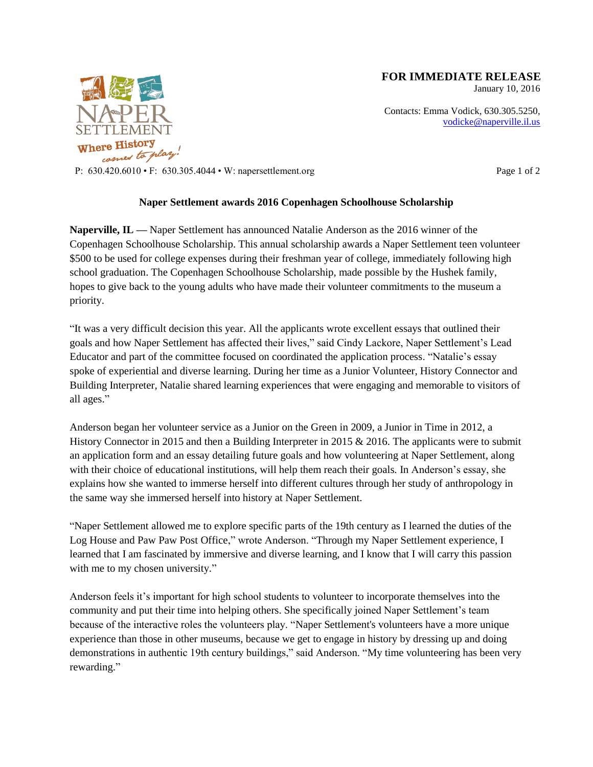**FOR IMMEDIATE RELEASE**
January 10, 2016

Contacts: Emma Vodick, 630.305.5250, vodicke@naperville.il.us

NAPER SETTLEMENT
Where History comes to play!

P: 630.420.6010 • F: 630.305.4044 • W: napersettlement.org

## Naper Settlement awards 2016 Copenhagen Schoolhouse Scholarship

**Naperville, IL —** Naper Settlement has announced Natalie Anderson as the 2016 winner of the Copenhagen Schoolhouse Scholarship. This annual scholarship awards a Naper Settlement teen volunteer $500 to be used for college expenses during their freshman year of college, immediately following high school graduation. The Copenhagen Schoolhouse Scholarship, made possible by the Hushek family, hopes to give back to the young adults who have made their volunteer commitments to the museum a priority.

"It was a very difficult decision this year. All the applicants wrote excellent essays that outlined their goals and how Naper Settlement has affected their lives," said Cindy Lackore, Naper Settlement's Lead Educator and part of the committee focused on coordinated the application process. "Natalie's essay spoke of experiential and diverse learning. During her time as a Junior Volunteer, History Connector and Building Interpreter, Natalie shared learning experiences that were engaging and memorable to visitors of all ages."

Anderson began her volunteer service as a Junior on the Green in 2009, a Junior in Time in 2012, a History Connector in 2015 and then a Building Interpreter in 2015 & 2016. The applicants were to submit an application form and an essay detailing future goals and how volunteering at Naper Settlement, along with their choice of educational institutions, will help them reach their goals. In Anderson's essay, she explains how she wanted to immerse herself into different cultures through her study of anthropology in the same way she immersed herself into history at Naper Settlement.

"Naper Settlement allowed me to explore specific parts of the 19th century as I learned the duties of the Log House and Paw Paw Post Office," wrote Anderson. "Through my Naper Settlement experience, I learned that I am fascinated by immersive and diverse learning, and I know that I will carry this passion with me to my chosen university."

Anderson feels it's important for high school students to volunteer to incorporate themselves into the community and put their time into helping others. She specifically joined Naper Settlement's team because of the interactive roles the volunteers play. "Naper Settlement's volunteers have a more unique experience than those in other museums, because we get to engage in history by dressing up and doing demonstrations in authentic 19th century buildings," said Anderson. "My time volunteering has been very rewarding."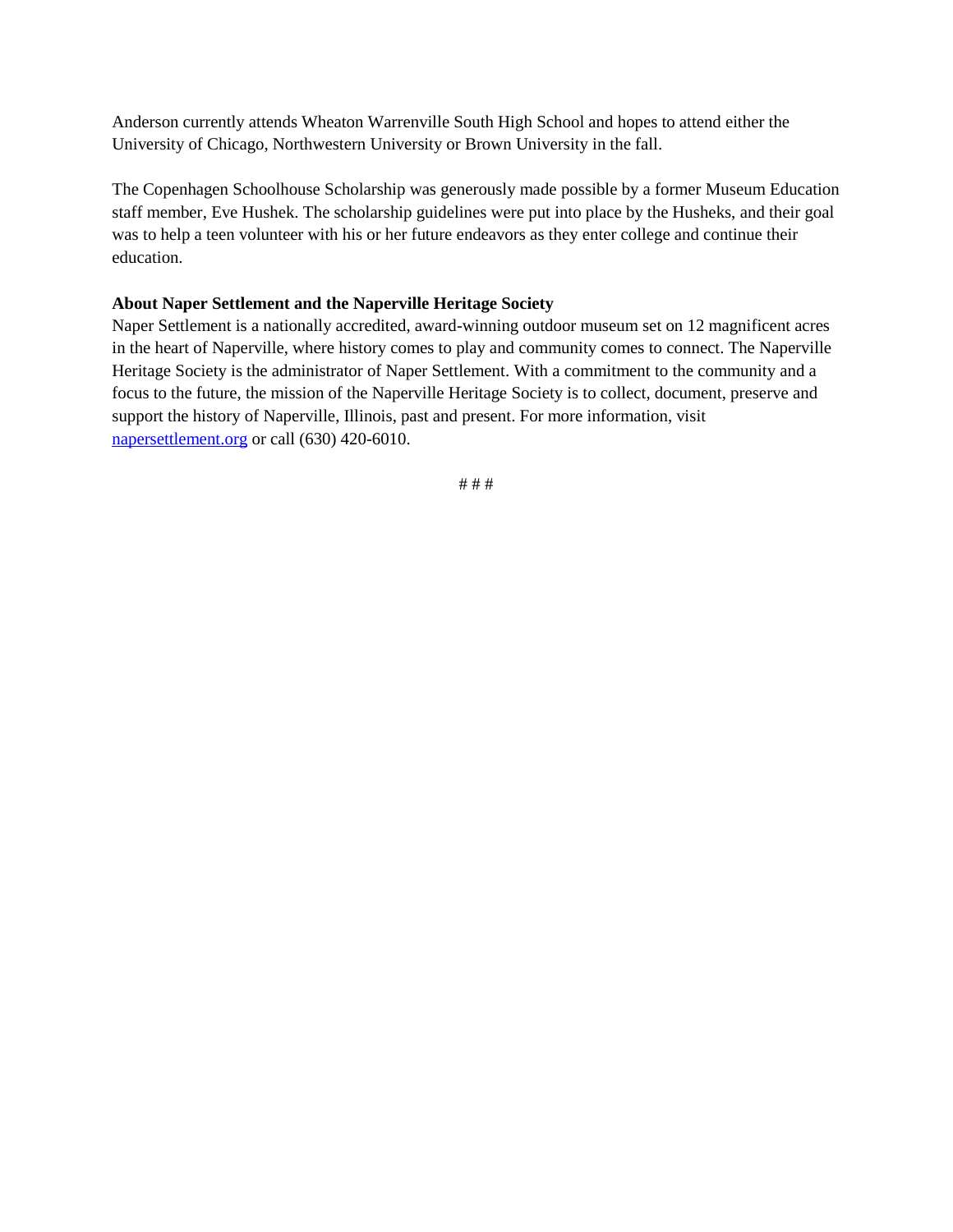Anderson currently attends Wheaton Warrenville South High School and hopes to attend either the University of Chicago, Northwestern University or Brown University in the fall.

The Copenhagen Schoolhouse Scholarship was generously made possible by a former Museum Education staff member, Eve Hushek. The scholarship guidelines were put into place by the Husheks, and their goal was to help a teen volunteer with his or her future endeavors as they enter college and continue their education.

**About Naper Settlement and the Naperville Heritage Society**

Naper Settlement is a nationally accredited, award-winning outdoor museum set on 12 magnificent acres in the heart of Naperville, where history comes to play and community comes to connect. The Naperville Heritage Society is the administrator of Naper Settlement. With a commitment to the community and a focus to the future, the mission of the Naperville Heritage Society is to collect, document, preserve and support the history of Naperville, Illinois, past and present. For more information, visit [napersettlement.org](http://napersettlement.org) or call (630) 420-6010.

# # #